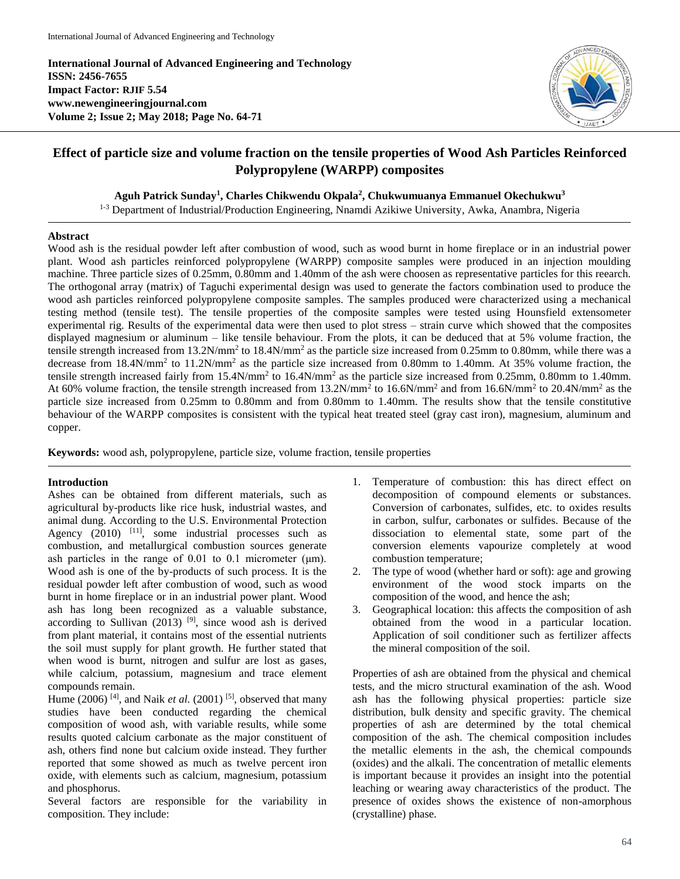**International Journal of Advanced Engineering and Technology**
**ISSN: 2456-7655**
**Impact Factor: RJIF 5.54**
**www.newengineeringjournal.com**
**Volume 2; Issue 2; May 2018; Page No. 64-71**

# Effect of particle size and volume fraction on the tensile properties of Wood Ash Particles Reinforced Polypropylene (WARPP) composites

**Aguh Patrick Sunday[1], Charles Chikwendu Okpala[2], Chukwumuanya Emmanuel Okechukwu[3]**

[1-3] Department of Industrial/Production Engineering, Nnamdi Azikiwe University, Awka, Anambra, Nigeria

**Abstract**

Wood ash is the residual powder left after combustion of wood, such as wood burnt in home fireplace or in an industrial power plant. Wood ash particles reinforced polypropylene (WARPP) composite samples were produced in an injection moulding machine. Three particle sizes of 0.25mm, 0.80mm and 1.40mm of the ash were choosen as representative particles for this reearch. The orthogonal array (matrix) of Taguchi experimental design was used to generate the factors combination used to produce the wood ash particles reinforced polypropylene composite samples. The samples produced were characterized using a mechanical testing method (tensile test). The tensile properties of the composite samples were tested using Hounsfield extensometer experimental rig. Results of the experimental data were then used to plot stress – strain curve which showed that the composites displayed magnesium or aluminum – like tensile behaviour. From the plots, it can be deduced that at 5% volume fraction, the tensile strength increased from 13.2N/mm$^2$ to 18.4N/mm$^2$ as the particle size increased from 0.25mm to 0.80mm, while there was a decrease from 18.4N/mm$^2$ to 11.2N/mm$^2$ as the particle size increased from 0.80mm to 1.40mm. At 35% volume fraction, the tensile strength increased fairly from 15.4N/mm$^2$ to 16.4N/mm$^2$ as the particle size increased from 0.25mm, 0.80mm to 1.40mm. At 60% volume fraction, the tensile strength increased from 13.2N/mm$^2$ to 16.6N/mm$^2$ and from 16.6N/mm$^2$ to 20.4N/mm$^2$ as the particle size increased from 0.25mm to 0.80mm and from 0.80mm to 1.40mm. The results show that the tensile constitutive behaviour of the WARPP composites is consistent with the typical heat treated steel (gray cast iron), magnesium, aluminum and copper.

**Keywords:** wood ash, polypropylene, particle size, volume fraction, tensile properties

## Introduction

Ashes can be obtained from different materials, such as agricultural by-products like rice husk, industrial wastes, and animal dung. According to the U.S. Environmental Protection Agency (2010) [11], some industrial processes such as combustion, and metallurgical combustion sources generate ash particles in the range of 0.01 to 0.1 micrometer (μm). Wood ash is one of the by-products of such process. It is the residual powder left after combustion of wood, such as wood burnt in home fireplace or in an industrial power plant. Wood ash has long been recognized as a valuable substance, according to Sullivan (2013) [9], since wood ash is derived from plant material, it contains most of the essential nutrients the soil must supply for plant growth. He further stated that when wood is burnt, nitrogen and sulfur are lost as gases, while calcium, potassium, magnesium and trace element compounds remain.

Hume (2006) [4], and Naik *et al.* (2001) [5], observed that many studies have been conducted regarding the chemical composition of wood ash, with variable results, while some results quoted calcium carbonate as the major constituent of ash, others find none but calcium oxide instead. They further reported that some showed as much as twelve percent iron oxide, with elements such as calcium, magnesium, potassium and phosphorus.

Several factors are responsible for the variability in composition. They include:

1. Temperature of combustion: this has direct effect on decomposition of compound elements or substances. Conversion of carbonates, sulfides, etc. to oxides results in carbon, sulfur, carbonates or sulfides. Because of the dissociation to elemental state, some part of the conversion elements vapourize completely at wood combustion temperature;
2. The type of wood (whether hard or soft): age and growing environment of the wood stock imparts on the composition of the wood, and hence the ash;
3. Geographical location: this affects the composition of ash obtained from the wood in a particular location. Application of soil conditioner such as fertilizer affects the mineral composition of the soil.

Properties of ash are obtained from the physical and chemical tests, and the micro structural examination of the ash. Wood ash has the following physical properties: particle size distribution, bulk density and specific gravity. The chemical properties of ash are determined by the total chemical composition of the ash. The chemical composition includes the metallic elements in the ash, the chemical compounds (oxides) and the alkali. The concentration of metallic elements is important because it provides an insight into the potential leaching or wearing away characteristics of the product. The presence of oxides shows the existence of non-amorphous (crystalline) phase.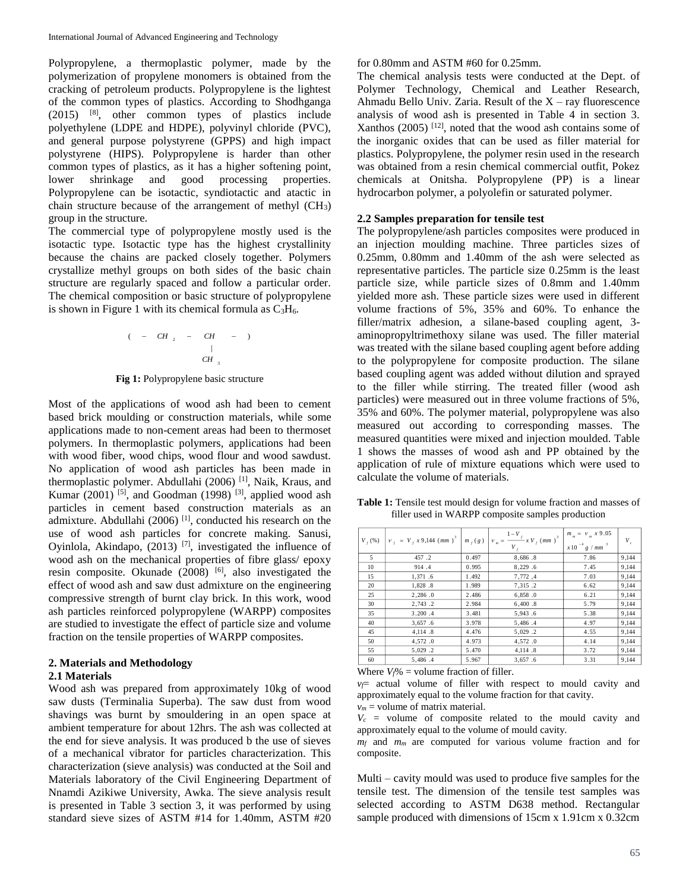Polypropylene, a thermoplastic polymer, made by the polymerization of propylene monomers is obtained from the cracking of petroleum products. Polypropylene is the lightest of the common types of plastics. According to Shodhganga (2015) [8], other common types of plastics include polyethylene (LDPE and HDPE), polyvinyl chloride (PVC), and general purpose polystyrene (GPPS) and high impact polystyrene (HIPS). Polypropylene is harder than other common types of plastics, as it has a higher softening point, lower shrinkage and good processing properties. Polypropylene can be isotactic, syndiotactic and atactic in chain structure because of the arrangement of methyl ($CH_3$) group in the structure.

The commercial type of polypropylene mostly used is the isotactic type. Isotactic type has the highest crystallinity because the chains are packed closely together. Polymers crystallize methyl groups on both sides of the basic chain structure are regularly spaced and follow a particular order. The chemical composition or basic structure of polypropylene is shown in Figure 1 with its chemical formula as $C_3H_6$.

$$( - CH_2 - \underset{\displaystyle CH_3}{\underset{|}{CH}} - )$$

**Fig 1:** Polypropylene basic structure

Most of the applications of wood ash had been to cement based brick moulding or construction materials, while some applications made to non-cement areas had been to thermoset polymers. In thermoplastic polymers, applications had been with wood fiber, wood chips, wood flour and wood sawdust. No application of wood ash particles has been made in thermoplastic polymer. Abdullahi (2006) [1], Naik, Kraus, and Kumar (2001) [5], and Goodman (1998) [3], applied wood ash particles in cement based construction materials as an admixture. Abdullahi (2006) [1], conducted his research on the use of wood ash particles for concrete making. Sanusi, Oyinlola, Akindapo, (2013) [7], investigated the influence of wood ash on the mechanical properties of fibre glass/ epoxy resin composite. Okunade (2008) [6], also investigated the effect of wood ash and saw dust admixture on the engineering compressive strength of burnt clay brick. In this work, wood ash particles reinforced polypropylene (WARPP) composites are studied to investigate the effect of particle size and volume fraction on the tensile properties of WARPP composites.

## 2. Materials and Methodology

### 2.1 Materials

Wood ash was prepared from approximately 10kg of wood saw dusts (Terminalia Superba). The saw dust from wood shavings was burnt by smouldering in an open space at ambient temperature for about 12hrs. The ash was collected at the end for sieve analysis. It was produced b the use of sieves of a mechanical vibrator for particles characterization. This characterization (sieve analysis) was conducted at the Soil and Materials laboratory of the Civil Engineering Department of Nnamdi Azikiwe University, Awka. The sieve analysis result is presented in Table 3 section 3, it was performed by using standard sieve sizes of ASTM #14 for 1.40mm, ASTM #20 for 0.80mm and ASTM #60 for 0.25mm.

The chemical analysis tests were conducted at the Dept. of Polymer Technology, Chemical and Leather Research, Ahmadu Bello Univ. Zaria. Result of the X – ray fluorescence analysis of wood ash is presented in Table 4 in section 3. Xanthos (2005) [12], noted that the wood ash contains some of the inorganic oxides that can be used as filler material for plastics. Polypropylene, the polymer resin used in the research was obtained from a resin chemical commercial outfit, Pokez chemicals at Onitsha. Polypropylene (PP) is a linear hydrocarbon polymer, a polyolefin or saturated polymer.

### 2.2 Samples preparation for tensile test

The polypropylene/ash particles composites were produced in an injection moulding machine. Three particles sizes of 0.25mm, 0.80mm and 1.40mm of the ash were selected as representative particles. The particle size 0.25mm is the least particle size, while particle sizes of 0.8mm and 1.40mm yielded more ash. These particle sizes were used in different volume fractions of 5%, 35% and 60%. To enhance the filler/matrix adhesion, a silane-based coupling agent, 3-aminopropyltrimethoxy silane was used. The filler material was treated with the silane based coupling agent before adding to the polypropylene for composite production. The silane based coupling agent was added without dilution and sprayed to the filler while stirring. The treated filler (wood ash particles) were measured out in three volume fractions of 5%, 35% and 60%. The polymer material, polypropylene was also measured out according to corresponding masses. The measured quantities were mixed and injection moulded. Table 1 shows the masses of wood ash and PP obtained by the application of rule of mixture equations which were used to calculate the volume of materials.

**Table 1:** Tensile test mould design for volume fraction and masses of filler used in WARPP composite samples production

| $V_f$ (%) | $v_f = V_f \times 9{,}144\ (mm)^3$ | $m_f\,(g)$ | $v_m = \dfrac{1 - V_f}{V_f} \times V_f\ (mm)^3$ | $m_m = v_m \times 9.05 \times 10^{-4}\ g/mm^3$ | $V_c$ |
|---|---|---|---|---|---|
| 5 | 457 .2 | 0.497 | 8,686 .8 | 7.86 | 9,144 |
| 10 | 914 .4 | 0.995 | 8,229 .6 | 7.45 | 9,144 |
| 15 | 1,371 .6 | 1.492 | 7,772 ,4 | 7.03 | 9,144 |
| 20 | 1,828 .8 | 1.989 | 7,315 .2 | 6.62 | 9,144 |
| 25 | 2,286 .0 | 2.486 | 6,858 .0 | 6.21 | 9,144 |
| 30 | 2,743 .2 | 2.984 | 6,400 .8 | 5.79 | 9,144 |
| 35 | 3.200 .4 | 3.481 | 5,943 .6 | 5.38 | 9,144 |
| 40 | 3,657 .6 | 3.978 | 5,486 .4 | 4.97 | 9,144 |
| 45 | 4,114 .8 | 4.476 | 5,029 .2 | 4.55 | 9,144 |
| 50 | 4,572 .0 | 4.973 | 4,572 .0 | 4.14 | 9,144 |
| 55 | 5,029 .2 | 5.470 | 4,114 .8 | 3.72 | 9,144 |
| 60 | 5,486 .4 | 5.967 | 3,657 .6 | 3.31 | 9,144 |

Where $V_f$% = volume fraction of filler.

$v_f$= actual volume of filler with respect to mould cavity and approximately equal to the volume fraction for that cavity.

$v_m$ = volume of matrix material.

$V_c$ = volume of composite related to the mould cavity and approximately equal to the volume of mould cavity.

$m_f$ and $m_m$ are computed for various volume fraction and for composite.

Multi – cavity mould was used to produce five samples for the tensile test. The dimension of the tensile test samples was selected according to ASTM D638 method. Rectangular sample produced with dimensions of 15cm x 1.91cm x 0.32cm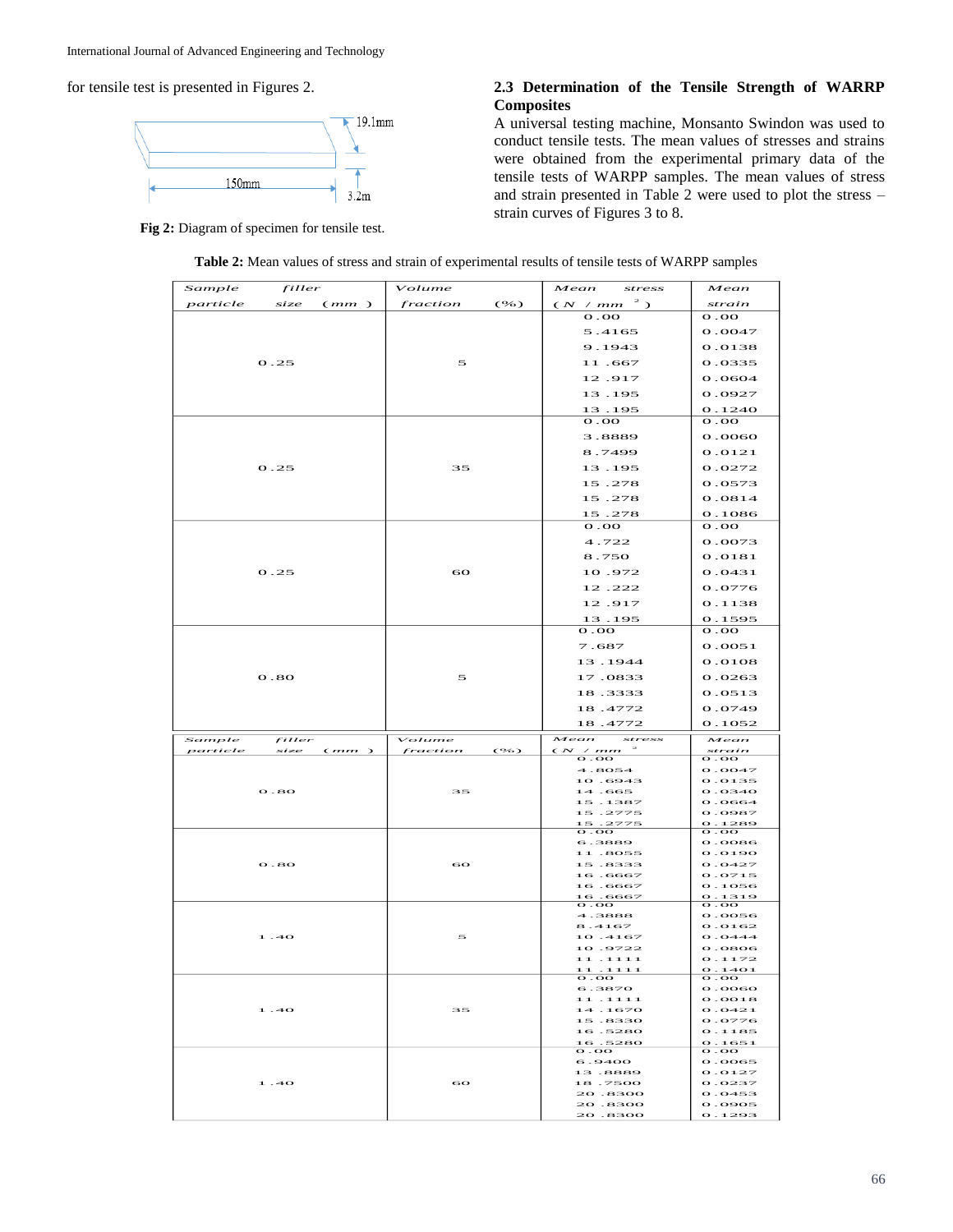for tensile test is presented in Figures 2.

Fig 2: Diagram of specimen for tensile test.

### 2.3 Determination of the Tensile Strength of WARRP Composites

A universal testing machine, Monsanto Swindon was used to conduct tensile tests. The mean values of stress and strains were obtained from the experimental primary data of the tensile tests of WARPP samples. The mean values of stress and strain presented in Table 2 were used to plot the stress – strain curves of Figures 3 to 8.

**Table 2:** Mean values of stress and strain of experimental results of tensile tests of WARPP samples

| Sample filler particle size (mm) | Volume fraction (%) | Mean stress ($N/mm^2$) | Mean strain |
|---|---|---|---|
| 0.25 | 5 | 0.00 | 0.00 |
| | | 5.4165 | 0.0047 |
| | | 9.1943 | 0.0138 |
| | | 11.667 | 0.0335 |
| | | 12.917 | 0.0604 |
| | | 13.195 | 0.0927 |
| | | 13.195 | 0.1240 |
| 0.25 | 35 | 0.00 | 0.00 |
| | | 3.8889 | 0.0060 |
| | | 8.7499 | 0.0121 |
| | | 13.195 | 0.0272 |
| | | 15.278 | 0.0573 |
| | | 15.278 | 0.0814 |
| | | 15.278 | 0.1086 |
| 0.25 | 60 | 0.00 | 0.00 |
| | | 4.722 | 0.0073 |
| | | 8.750 | 0.0181 |
| | | 10.972 | 0.0431 |
| | | 12.222 | 0.0776 |
| | | 12.917 | 0.1138 |
| | | 13.195 | 0.1595 |
| 0.80 | 5 | 0.00 | 0.00 |
| | | 7.687 | 0.0051 |
| | | 13.1944 | 0.0108 |
| | | 17.0833 | 0.0263 |
| | | 18.3333 | 0.0513 |
| | | 18.4772 | 0.0749 |
| | | 18.4772 | 0.1052 |
| 0.80 | 35 | 0.00 | 0.00 |
| | | 4.8054 | 0.0047 |
| | | 10.6943 | 0.0135 |
| | | 14.665 | 0.0340 |
| | | 15.1387 | 0.0664 |
| | | 15.2775 | 0.0987 |
| | | 15.2775 | 0.1289 |
| 0.80 | 60 | 0.00 | 0.00 |
| | | 6.3889 | 0.0086 |
| | | 11.8055 | 0.0190 |
| | | 15.8333 | 0.0427 |
| | | 16.6667 | 0.0715 |
| | | 16.6667 | 0.1056 |
| | | 16.6667 | 0.1319 |
| 1.40 | 5 | 0.00 | 0.00 |
| | | 4.3888 | 0.0056 |
| | | 8.4167 | 0.0162 |
| | | 10.4167 | 0.0444 |
| | | 10.9722 | 0.0806 |
| | | 11.1111 | 0.1172 |
| | | 11.1111 | 0.1401 |
| 1.40 | 35 | 0.00 | 0.00 |
| | | 6.3870 | 0.0060 |
| | | 11.1111 | 0.0018 |
| | | 14.1670 | 0.0421 |
| | | 15.8330 | 0.0776 |
| | | 16.5280 | 0.1185 |
| | | 16.5280 | 0.1651 |
| 1.40 | 60 | 0.00 | 0.00 |
| | | 6.9400 | 0.0065 |
| | | 13.8889 | 0.0127 |
| | | 18.7500 | 0.0237 |
| | | 20.8300 | 0.0453 |
| | | 20.8300 | 0.0905 |
| | | 20.8300 | 0.1293 |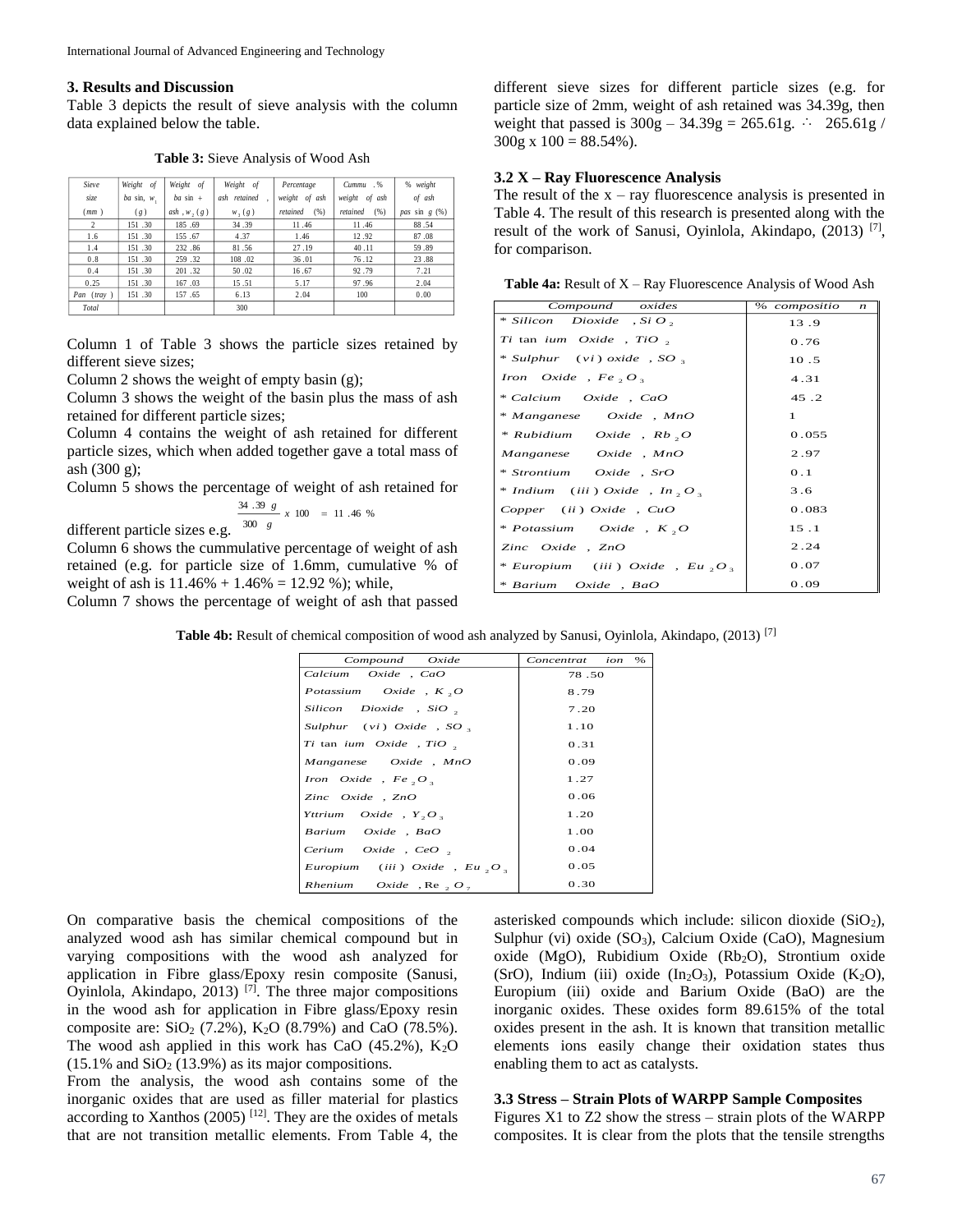## 3. Results and Discussion

Table 3 depicts the result of sieve analysis with the column data explained below the table.

**Table 3:** Sieve Analysis of Wood Ash

| Sieve size (mm) | Weight of ba sin, $w_1$ (g) | Weight of ba sin + ash, $w_2$ (g) | Weight of ash retained, $w_3$ (g) | Percentage weight of ash retained (%) | Cummu. % weight of ash retained (%) | % weight of ash pas sin g (%) |
|---|---|---|---|---|---|---|
| 2 | 151.30 | 185.69 | 34.39 | 11.46 | 11.46 | 88.54 |
| 1.6 | 151.30 | 155.67 | 4.37 | 1.46 | 12.92 | 87.08 |
| 1.4 | 151.30 | 232.86 | 81.56 | 27.19 | 40.11 | 59.89 |
| 0.8 | 151.30 | 259.32 | 108.02 | 36.01 | 76.12 | 23.88 |
| 0.4 | 151.30 | 201.32 | 50.02 | 16.67 | 92.79 | 7.21 |
| 0.25 | 151.30 | 167.03 | 15.51 | 5.17 | 97.96 | 2.04 |
| Pan (tray) | 151.30 | 157.65 | 6.13 | 2.04 | 100 | 0.00 |
| Total | | | 300 | | | |

Column 1 of Table 3 shows the particle sizes retained by different sieve sizes;

Column 2 shows the weight of empty basin (g);

Column 3 shows the weight of the basin plus the mass of ash retained for different particle sizes;

Column 4 contains the weight of ash retained for different particle sizes, which when added together gave a total mass of ash (300 g);

Column 5 shows the percentage of weight of ash retained for different particle sizes e.g. $\frac{34.39\ g}{300\ g} \times 100 = 11.46\ \%$

Column 6 shows the cummulative percentage of weight of ash retained (e.g. for particle size of 1.6mm, cumulative % of weight of ash is 11.46% + 1.46% = 12.92 %); while,

Column 7 shows the percentage of weight of ash that passed different sieve sizes for different particle sizes (e.g. for particle size of 2mm, weight of ash retained was 34.39g, then weight that passed is 300g – 34.39g = 265.61g. ∴ 265.61g / 300g x 100 = 88.54%).

### 3.2 X – Ray Fluorescence Analysis

The result of the x – ray fluorescence analysis is presented in Table 4. The result of this research is presented along with the result of the work of Sanusi, Oyinlola, Akindapo, (2013) [7], for comparison.

**Table 4a:** Result of X – Ray Fluorescence Analysis of Wood Ash

| Compound oxides | % composition |
|---|---|
| * Silicon Dioxide, $SiO_2$ | 13.9 |
| Titanium Oxide, $TiO_2$ | 0.76 |
| * Sulphur (vi) oxide, $SO_3$ | 10.5 |
| Iron Oxide, $Fe_2O_3$ | 4.31 |
| * Calcium Oxide, CaO | 45.2 |
| * Manganese Oxide, MnO | 1 |
| * Rubidium Oxide, $Rb_2O$ | 0.055 |
| Manganese Oxide, MnO | 2.97 |
| * Strontium Oxide, SrO | 0.1 |
| * Indium (iii) Oxide, $In_2O_3$ | 3.6 |
| Copper (ii) Oxide, CuO | 0.083 |
| * Potassium Oxide, $K_2O$ | 15.1 |
| Zinc Oxide, ZnO | 2.24 |
| * Europium (iii) Oxide, $Eu_2O_3$ | 0.07 |
| * Barium Oxide, BaO | 0.09 |

**Table 4b:** Result of chemical composition of wood ash analyzed by Sanusi, Oyinlola, Akindapo, (2013) [7]

| Compound Oxide | Concentration % |
|---|---|
| Calcium Oxide, CaO | 78.50 |
| Potassium Oxide, $K_2O$ | 8.79 |
| Silicon Dioxide, $SiO_2$ | 7.20 |
| Sulphur (vi) Oxide, $SO_3$ | 1.10 |
| Titanium Oxide, $TiO_2$ | 0.31 |
| Manganese Oxide, MnO | 0.09 |
| Iron Oxide, $Fe_2O_3$ | 1.27 |
| Zinc Oxide, ZnO | 0.06 |
| Yttrium Oxide, $Y_2O_3$ | 1.20 |
| Barium Oxide, BaO | 1.00 |
| Cerium Oxide, $CeO_2$ | 0.04 |
| Europium (iii) Oxide, $Eu_2O_3$ | 0.05 |
| Rhenium Oxide, $Re_2O_7$ | 0.30 |

On comparative basis the chemical compositions of the analyzed wood ash has similar chemical compound but in varying compositions with the wood ash analyzed for application in Fibre glass/Epoxy resin composite (Sanusi, Oyinlola, Akindapo, 2013) [7]. The three major compositions in the wood ash for application in Fibre glass/Epoxy resin composite are: $SiO_2$ (7.2%), $K_2O$ (8.79%) and CaO (78.5%). The wood ash applied in this work has CaO (45.2%), $K_2O$ (15.1% and $SiO_2$ (13.9%) as its major compositions.

From the analysis, the wood ash contains some of the inorganic oxides that are used as filler material for plastics according to Xanthos (2005) [12]. They are the oxides of metals that are not transition metallic elements. From Table 4, the asterisked compounds which include: silicon dioxide ($SiO_2$), Sulphur (vi) oxide ($SO_3$), Calcium Oxide (CaO), Magnesium oxide (MgO), Rubidium Oxide ($Rb_2O$), Strontium oxide (SrO), Indium (iii) oxide ($In_2O_3$), Potassium Oxide ($K_2O$), Europium (iii) oxide and Barium Oxide (BaO) are the inorganic oxides. These oxides form 89.615% of the total oxides present in the ash. It is known that transition metallic elements ions easily change their oxidation states thus enabling them to act as catalysts.

### 3.3 Stress – Strain Plots of WARPP Sample Composites

Figures X1 to Z2 show the stress – strain plots of the WARPP composites. It is clear from the plots that the tensile strengths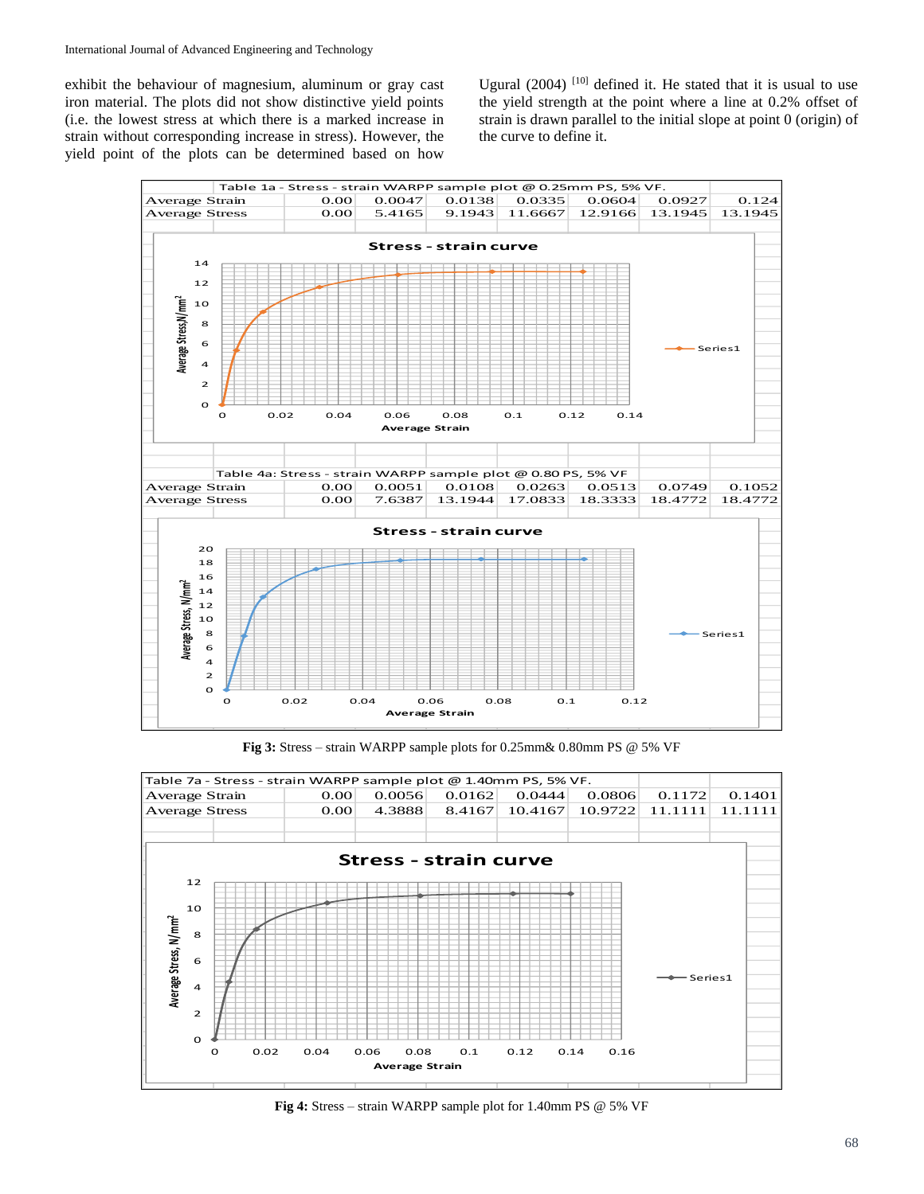exhibit the behaviour of magnesium, aluminum or gray cast iron material. The plots did not show distinctive yield points (i.e. the lowest stress at which there is a marked increase in strain without corresponding increase in stress). However, the yield point of the plots can be determined based on how Ugural (2004) [10] defined it. He stated that it is usual to use the yield strength at the point where a line at 0.2% offset of strain is drawn parallel to the initial slope at point 0 (origin) of the curve to define it.

| Table 1a - Stress - strain WARPP sample plot @ 0.25mm PS, 5% VF. | | | | | | | |
|---|---|---|---|---|---|---|---|
| Average Strain | 0.00 | 0.0047 | 0.0138 | 0.0335 | 0.0604 | 0.0927 | 0.124 |
| Average Stress | 0.00 | 5.4165 | 9.1943 | 11.6667 | 12.9166 | 13.1945 | 13.1945 |

| Table 4a: Stress - strain WARPP sample plot @ 0.80 PS, 5% VF | | | | | | | |
|---|---|---|---|---|---|---|---|
| Average Strain | 0.00 | 0.0051 | 0.0108 | 0.0263 | 0.0513 | 0.0749 | 0.1052 |
| Average Stress | 0.00 | 7.6387 | 13.1944 | 17.0833 | 18.3333 | 18.4772 | 18.4772 |

**Fig 3:** Stress – strain WARPP sample plots for 0.25mm& 0.80mm PS @ 5% VF

| Table 7a - Stress - strain WARPP sample plot @ 1.40mm PS, 5% VF. | | | | | | | |
|---|---|---|---|---|---|---|---|
| Average Strain | 0.00 | 0.0056 | 0.0162 | 0.0444 | 0.0806 | 0.1172 | 0.1401 |
| Average Stress | 0.00 | 4.3888 | 8.4167 | 10.4167 | 10.9722 | 11.1111 | 11.1111 |

**Fig 4:** Stress – strain WARPP sample plot for 1.40mm PS @ 5% VF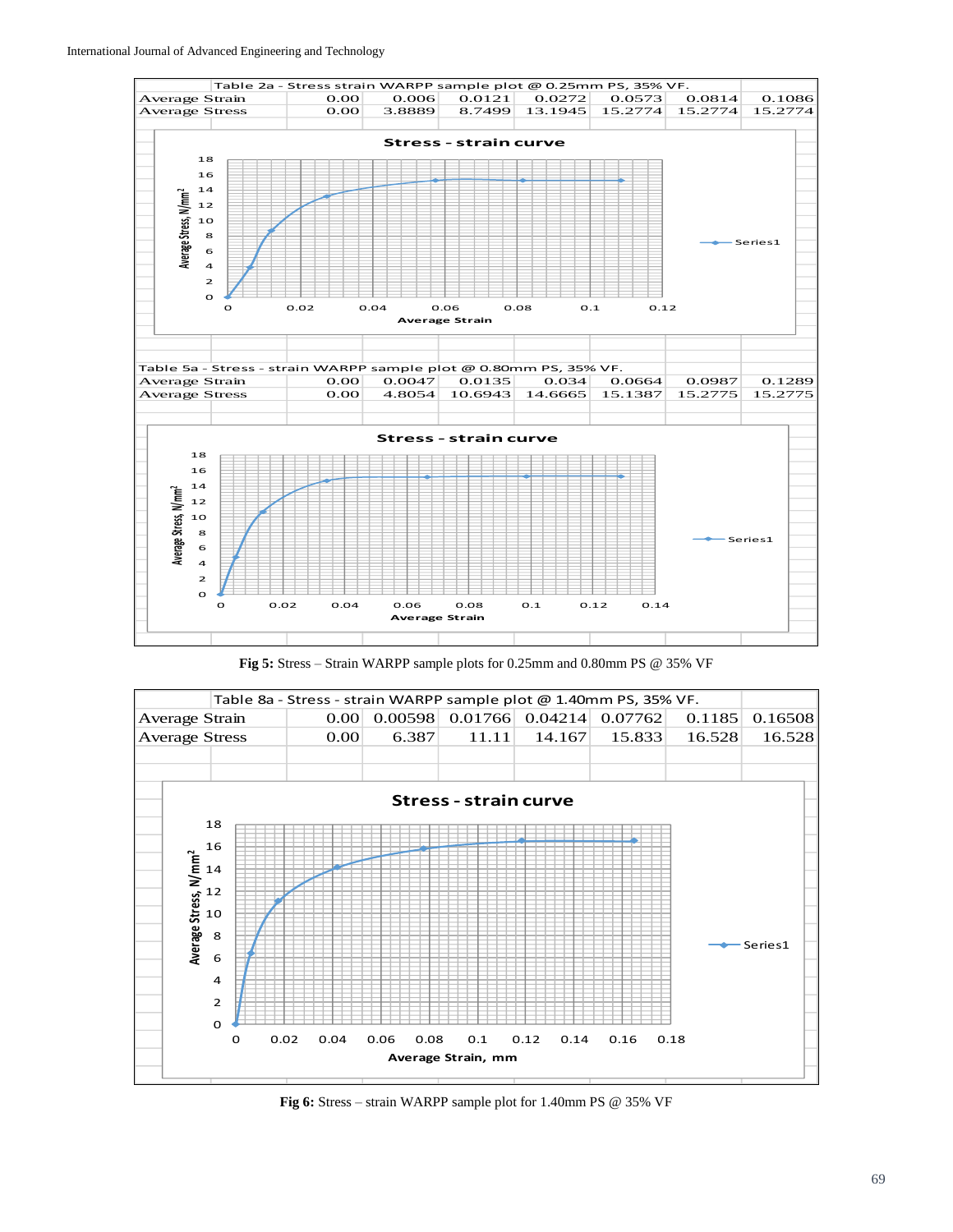| Table 2a - Stress strain WARPP sample plot @ 0.25mm PS, 35% VF. | | | | | | | |
|---|---|---|---|---|---|---|---|
| Average Strain | 0.00 | 0.006 | 0.0121 | 0.0272 | 0.0573 | 0.0814 | 0.1086 |
| Average Stress | 0.00 | 3.8889 | 8.7499 | 13.1945 | 15.2774 | 15.2774 | 15.2774 |

| Table 5a - Stress - strain WARPP sample plot @ 0.80mm PS, 35% VF. | | | | | | | |
|---|---|---|---|---|---|---|---|
| Average Strain | 0.00 | 0.0047 | 0.0135 | 0.034 | 0.0664 | 0.0987 | 0.1289 |
| Average Stress | 0.00 | 4.8054 | 10.6943 | 14.6665 | 15.1387 | 15.2775 | 15.2775 |

**Fig 5:** Stress – Strain WARPP sample plots for 0.25mm and 0.80mm PS @ 35% VF

| Table 8a - Stress - strain WARPP sample plot @ 1.40mm PS, 35% VF. | | | | | | | |
|---|---|---|---|---|---|---|---|
| Average Strain | 0.00 | 0.00598 | 0.01766 | 0.04214 | 0.07762 | 0.1185 | 0.16508 |
| Average Stress | 0.00 | 6.387 | 11.11 | 14.167 | 15.833 | 16.528 | 16.528 |

**Fig 6:** Stress – strain WARPP sample plot for 1.40mm PS @ 35% VF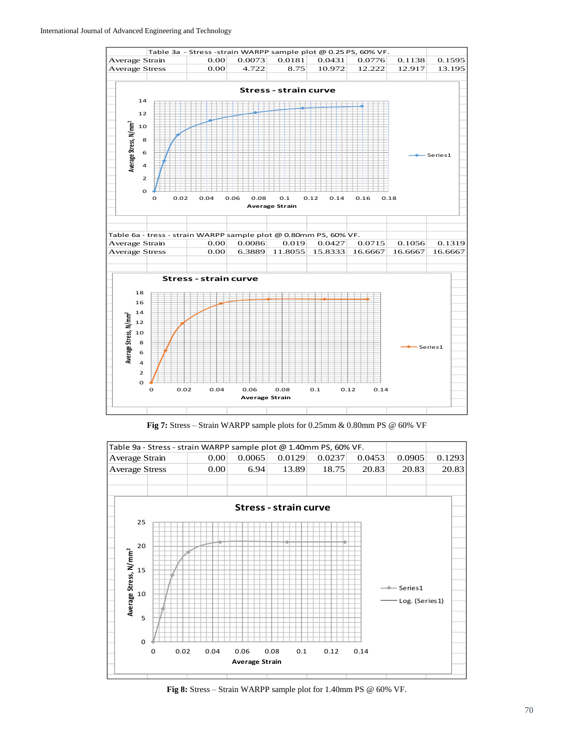Table 3a - Stress -strain WARPP sample plot @ 0.25 PS, 60% VF.

| | | | | | | | |
|---|---|---|---|---|---|---|---|
| Average Strain | 0.00 | 0.0073 | 0.0181 | 0.0431 | 0.0776 | 0.1138 | 0.1595 |
| Average Stress | 0.00 | 4.722 | 8.75 | 10.972 | 12.222 | 12.917 | 13.195 |

Table 6a - tress - strain WARPP sample plot @ 0.80mm PS, 60% VF.

| | | | | | | | |
|---|---|---|---|---|---|---|---|
| Average Strain | 0.00 | 0.0086 | 0.019 | 0.0427 | 0.0715 | 0.1056 | 0.1319 |
| Average Stress | 0.00 | 6.3889 | 11.8055 | 15.8333 | 16.6667 | 16.6667 | 16.6667 |

**Fig 7:** Stress – Strain WARPP sample plots for 0.25mm & 0.80mm PS @ 60% VF

Table 9a - Stress - strain WARPP sample plot @ 1.40mm PS, 60% VF.

| | | | | | | | |
|---|---|---|---|---|---|---|---|
| Average Strain | 0.00 | 0.0065 | 0.0129 | 0.0237 | 0.0453 | 0.0905 | 0.1293 |
| Average Stress | 0.00 | 6.94 | 13.89 | 18.75 | 20.83 | 20.83 | 20.83 |

**Fig 8:** Stress – Strain WARPP sample plot for 1.40mm PS @ 60% VF.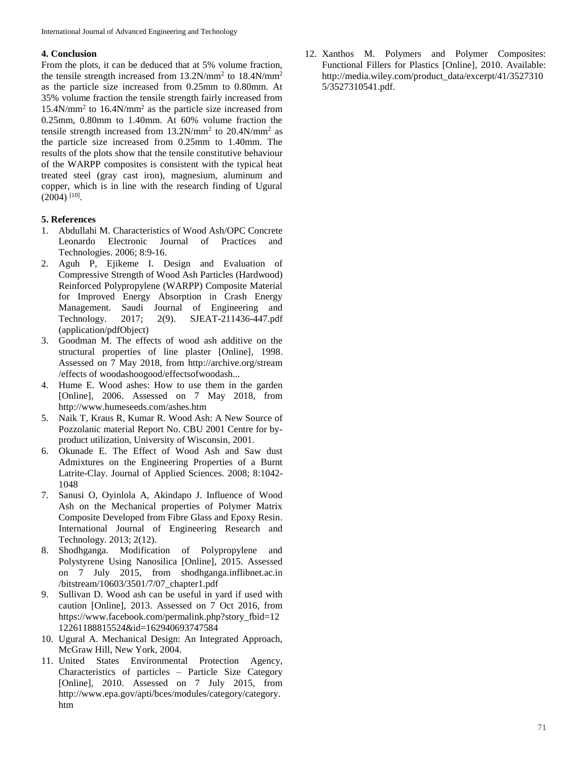## 4. Conclusion

From the plots, it can be deduced that at 5% volume fraction, the tensile strength increased from 13.2N/mm$^2$ to 18.4N/mm$^2$ as the particle size increased from 0.25mm to 0.80mm. At 35% volume fraction the tensile strength fairly increased from 15.4N/mm$^2$ to 16.4N/mm$^2$ as the particle size increased from 0.25mm, 0.80mm to 1.40mm. At 60% volume fraction the tensile strength increased from 13.2N/mm$^2$ to 20.4N/mm$^2$ as the particle size increased from 0.25mm to 1.40mm. The results of the plots show that the tensile constitutive behaviour of the WARPP composites is consistent with the typical heat treated steel (gray cast iron), magnesium, aluminum and copper, which is in line with the research finding of Ugural (2004) [10].

## 5. References

1. Abdullahi M. Characteristics of Wood Ash/OPC Concrete Leonardo Electronic Journal of Practices and Technologies. 2006; 8:9-16.
2. Aguh P, Ejikeme I. Design and Evaluation of Compressive Strength of Wood Ash Particles (Hardwood) Reinforced Polypropylene (WARPP) Composite Material for Improved Energy Absorption in Crash Energy Management. Saudi Journal of Engineering and Technology. 2017; 2(9). SJEAT-211436-447.pdf (application/pdfObject)
3. Goodman M. The effects of wood ash additive on the structural properties of line plaster [Online], 1998. Assessed on 7 May 2018, from http://archive.org/stream /effects of woodashoogood/effectsofwoodash...
4. Hume E. Wood ashes: How to use them in the garden [Online], 2006. Assessed on 7 May 2018, from http://www.humeseeds.com/ashes.htm
5. Naik T, Kraus R, Kumar R. Wood Ash: A New Source of Pozzolanic material Report No. CBU 2001 Centre for by-product utilization, University of Wisconsin, 2001.
6. Okunade E. The Effect of Wood Ash and Saw dust Admixtures on the Engineering Properties of a Burnt Latrite-Clay. Journal of Applied Sciences. 2008; 8:1042-1048
7. Sanusi O, Oyinlola A, Akindapo J. Influence of Wood Ash on the Mechanical properties of Polymer Matrix Composite Developed from Fibre Glass and Epoxy Resin. International Journal of Engineering Research and Technology. 2013; 2(12).
8. Shodhganga. Modification of Polypropylene and Polystyrene Using Nanosilica [Online], 2015. Assessed on 7 July 2015, from shodhganga.inflibnet.ac.in /bitstream/10603/3501/7/07_chapter1.pdf
9. Sullivan D. Wood ash can be useful in yard if used with caution [Online], 2013. Assessed on 7 Oct 2016, from https://www.facebook.com/permalink.php?story_fbid=1212261188815524&id=162940693747584
10. Ugural A. Mechanical Design: An Integrated Approach, McGraw Hill, New York, 2004.
11. United States Environmental Protection Agency, Characteristics of particles – Particle Size Category [Online], 2010. Assessed on 7 July 2015, from http://www.epa.gov/apti/bces/modules/category/category.htm
12. Xanthos M. Polymers and Polymer Composites: Functional Fillers for Plastics [Online], 2010. Available: http://media.wiley.com/product_data/excerpt/41/35273105/3527310541.pdf.